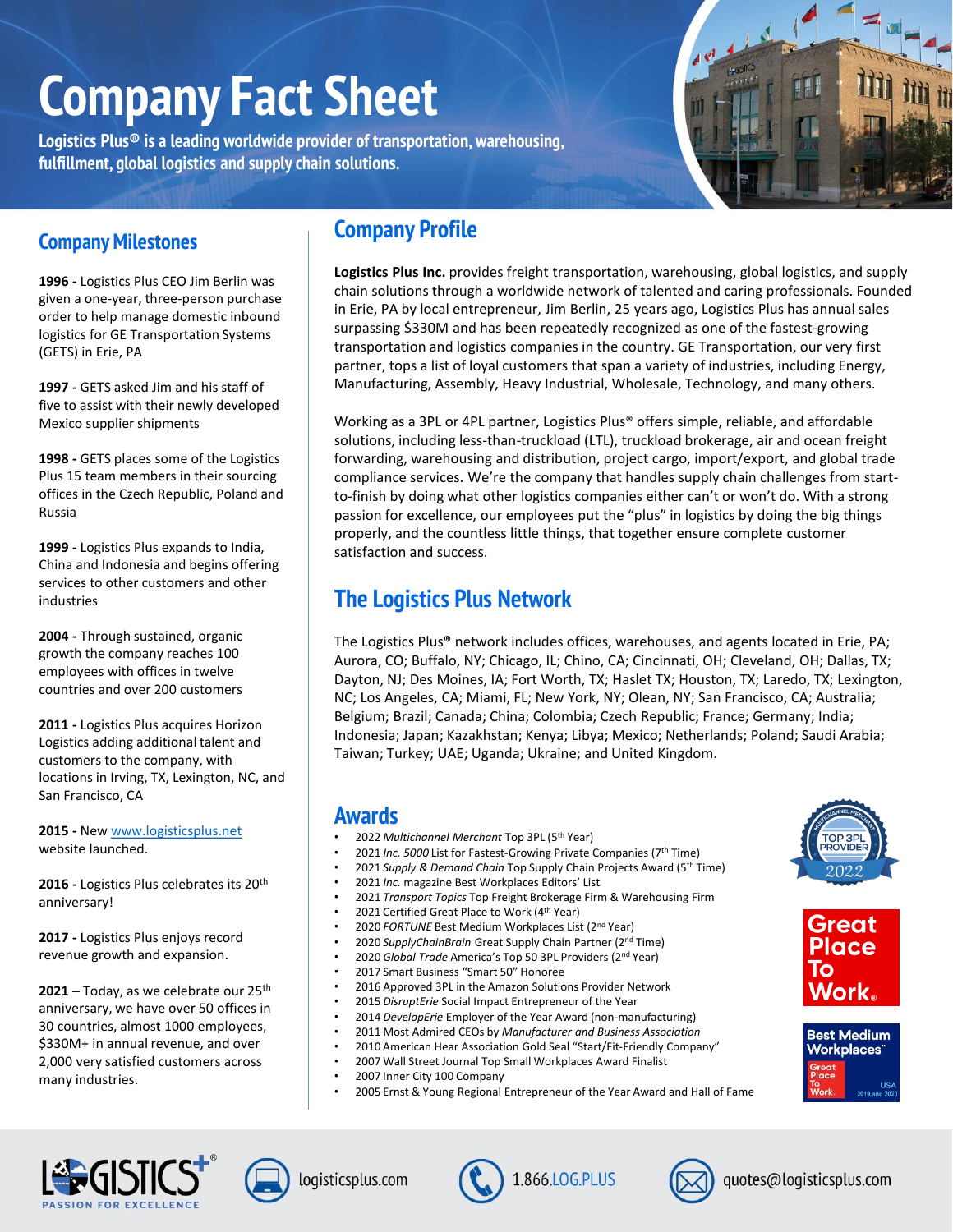# Company Fact Sheet

**Logistics Plus® is a leading worldwide provider of transportation, warehousing, fulfillment, global logistics and supply chain solutions.**

## Company Milestones

**1996 -** Logistics Plus CEO Jim Berlin was given a one-year, three-person purchase order to help manage domestic inbound logistics for GE Transportation Systems (GETS) in Erie, PA

**1997 -** GETS asked Jim and his staff of five to assist with their newly developed Mexico supplier shipments

**1998 -** GETS places some of the Logistics Plus 15 team members in their sourcing offices in the Czech Republic, Poland and Russia

**1999 -** Logistics Plus expands to India, China and Indonesia and begins offering services to other customers and other industries

**2004 -** Through sustained, organic growth the company reaches 100 employees with offices in twelve countries and over 200 customers

**2011 -** Logistics Plus acquires Horizon Logistics adding additional talent and customers to the company, with locations in Irving, TX, Lexington, NC, and San Francisco, CA

**2015 -** New www.logisticsplus.net website launched.

**2016 -** Logistics Plus celebrates its 20th anniversary!

**2017 -** Logistics Plus enjoys record revenue growth and expansion.

**2021 –** Today, as we celebrate our 25th anniversary, we have over 50 offices in 30 countries, almost 1000 employees, $330M+ in annual revenue, and over 2,000 very satisfied customers across many industries.

## Company Profile

**Logistics Plus Inc.** provides freight transportation, warehousing, global logistics, and supply chain solutions through a worldwide network of talented and caring professionals. Founded in Erie, PA by local entrepreneur, Jim Berlin, 25 years ago, Logistics Plus has annual sales surpassing $330M and has been repeatedly recognized as one of the fastest-growing transportation and logistics companies in the country. GE Transportation, our very first partner, tops a list of loyal customers that span a variety of industries, including Energy, Manufacturing, Assembly, Heavy Industrial, Wholesale, Technology, and many others.

Working as a 3PL or 4PL partner, Logistics Plus® offers simple, reliable, and affordable solutions, including less-than-truckload (LTL), truckload brokerage, air and ocean freight forwarding, warehousing and distribution, project cargo, import/export, and global trade compliance services. We're the company that handles supply chain challenges from start-to-finish by doing what other logistics companies either can't or won't do. With a strong passion for excellence, our employees put the "plus" in logistics by doing the big things properly, and the countless little things, that together ensure complete customer satisfaction and success.

## The Logistics Plus Network

The Logistics Plus® network includes offices, warehouses, and agents located in Erie, PA; Aurora, CO; Buffalo, NY; Chicago, IL; Chino, CA; Cincinnati, OH; Cleveland, OH; Dallas, TX; Dayton, NJ; Des Moines, IA; Fort Worth, TX; Haslet TX; Houston, TX; Laredo, TX; Lexington, NC; Los Angeles, CA; Miami, FL; New York, NY; Olean, NY; San Francisco, CA; Australia; Belgium; Brazil; Canada; China; Colombia; Czech Republic; France; Germany; India; Indonesia; Japan; Kazakhstan; Kenya; Libya; Mexico; Netherlands; Poland; Saudi Arabia; Taiwan; Turkey; UAE; Uganda; Ukraine; and United Kingdom.

## Awards

- 2022 *Multichannel Merchant* Top 3PL (5th Year)
- 2021 *Inc. 5000* List for Fastest-Growing Private Companies (7th Time)
- 2021 *Supply & Demand Chain* Top Supply Chain Projects Award (5th Time)
- 2021 *Inc.* magazine Best Workplaces Editors' List
- 2021 *Transport Topics* Top Freight Brokerage Firm & Warehousing Firm
- 2021 Certified Great Place to Work (4th Year)
- 2020 *FORTUNE* Best Medium Workplaces List (2nd Year)
- 2020 *SupplyChainBrain* Great Supply Chain Partner (2nd Time)
- 2020 *Global Trade* America's Top 50 3PL Providers (2nd Year)
- 2017 Smart Business "Smart 50" Honoree
- 2016 Approved 3PL in the Amazon Solutions Provider Network
- 2015 *DisruptErie* Social Impact Entrepreneur of the Year
- 2014 *DevelopErie* Employer of the Year Award (non-manufacturing)
- 2011 Most Admired CEOs by *Manufacturer and Business Association*
- 2010 American Hear Association Gold Seal "Start/Fit-Friendly Company"
- 2007 Wall Street Journal Top Small Workplaces Award Finalist
- 2007 Inner City 100 Company
- 2005 Ernst & Young Regional Entrepreneur of the Year Award and Hall of Fame

logisticsplus.com | 1.866.LOG.PLUS | quotes@logisticsplus.com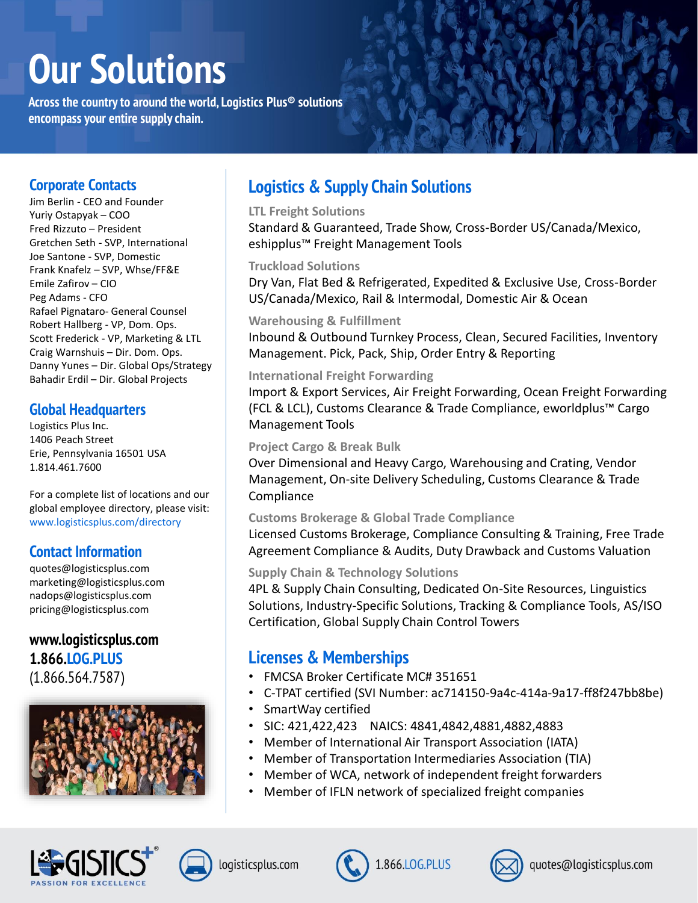# Our Solutions

**Across the country to around the world, Logistics Plus® solutions encompass your entire supply chain.**

## Corporate Contacts

Jim Berlin - CEO and Founder
Yuriy Ostapyak – COO
Fred Rizzuto – President
Gretchen Seth - SVP, International
Joe Santone - SVP, Domestic
Frank Knafelz – SVP, Whse/FF&E
Emile Zafirov – CIO
Peg Adams - CFO
Rafael Pignataro- General Counsel
Robert Hallberg - VP, Dom. Ops.
Scott Frederick - VP, Marketing & LTL
Craig Warnshuis – Dir. Dom. Ops.
Danny Yunes – Dir. Global Ops/Strategy
Bahadir Erdil – Dir. Global Projects

## Global Headquarters

Logistics Plus Inc.
1406 Peach Street
Erie, Pennsylvania 16501 USA
1.814.461.7600

For a complete list of locations and our global employee directory, please visit: www.logisticsplus.com/directory

## Contact Information

quotes@logisticsplus.com
marketing@logisticsplus.com
nadops@logisticsplus.com
pricing@logisticsplus.com

**www.logisticsplus.com**
**1.866.LOG.PLUS**
(1.866.564.7587)

## Logistics & Supply Chain Solutions

### LTL Freight Solutions

Standard & Guaranteed, Trade Show, Cross-Border US/Canada/Mexico, eshipplus™ Freight Management Tools

### Truckload Solutions

Dry Van, Flat Bed & Refrigerated, Expedited & Exclusive Use, Cross-Border US/Canada/Mexico, Rail & Intermodal, Domestic Air & Ocean

### Warehousing & Fulfillment

Inbound & Outbound Turnkey Process, Clean, Secured Facilities, Inventory Management. Pick, Pack, Ship, Order Entry & Reporting

### International Freight Forwarding

Import & Export Services, Air Freight Forwarding, Ocean Freight Forwarding (FCL & LCL), Customs Clearance & Trade Compliance, eworldplus™ Cargo Management Tools

### Project Cargo & Break Bulk

Over Dimensional and Heavy Cargo, Warehousing and Crating, Vendor Management, On-site Delivery Scheduling, Customs Clearance & Trade Compliance

### Customs Brokerage & Global Trade Compliance

Licensed Customs Brokerage, Compliance Consulting & Training, Free Trade Agreement Compliance & Audits, Duty Drawback and Customs Valuation

### Supply Chain & Technology Solutions

4PL & Supply Chain Consulting, Dedicated On-Site Resources, Linguistics Solutions, Industry-Specific Solutions, Tracking & Compliance Tools, AS/ISO Certification, Global Supply Chain Control Towers

## Licenses & Memberships

- FMCSA Broker Certificate MC# 351651
- C-TPAT certified (SVI Number: ac714150-9a4c-414a-9a17-ff8f247bb8be)
- SmartWay certified
- SIC: 421,422,423 NAICS: 4841,4842,4881,4882,4883
- Member of International Air Transport Association (IATA)
- Member of Transportation Intermediaries Association (TIA)
- Member of WCA, network of independent freight forwarders
- Member of IFLN network of specialized freight companies

LOGISTICS+® PASSION FOR EXCELLENCE

logisticsplus.com | 1.866.LOG.PLUS | quotes@logisticsplus.com